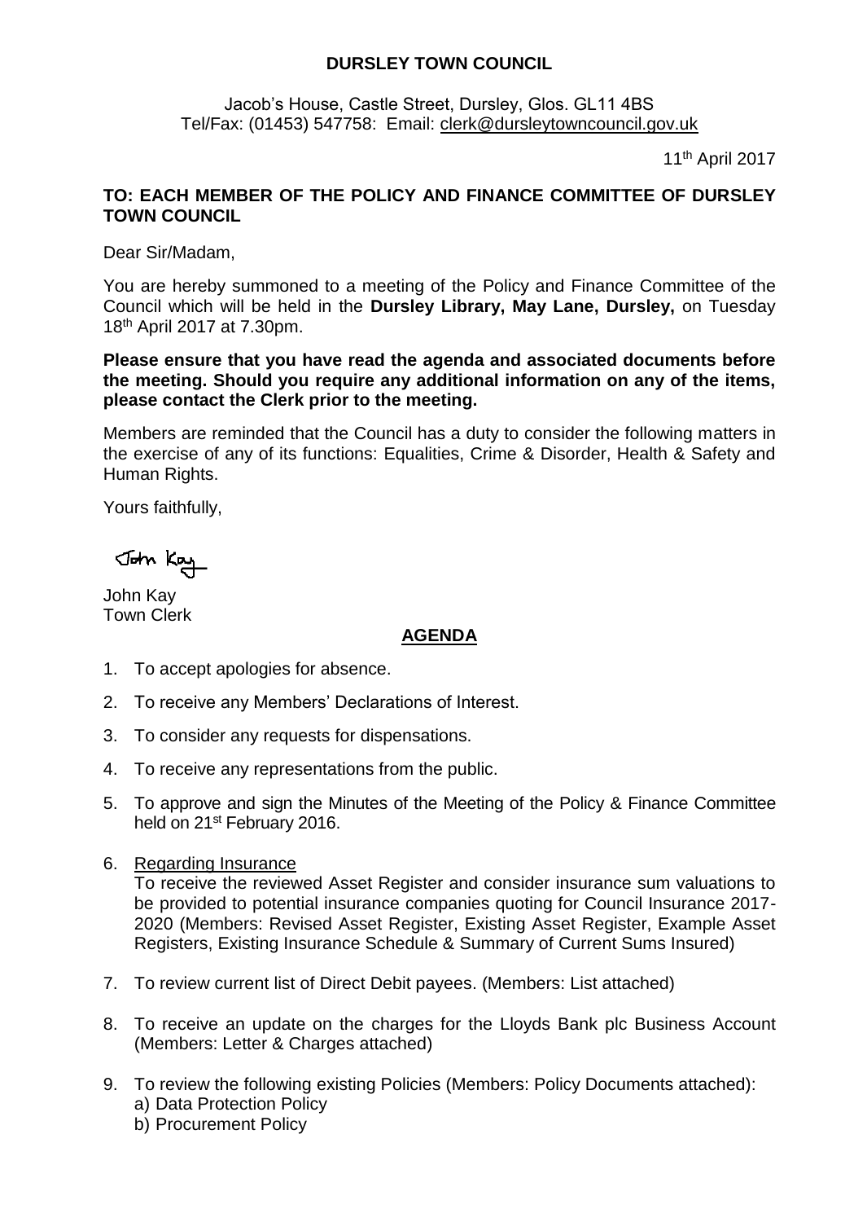**DURSLEY TOWN COUNCIL**

Jacob's House, Castle Street, Dursley, Glos. GL11 4BS
Tel/Fax: (01453) 547758: Email: clerk@dursleytowncouncil.gov.uk

11th April 2017

**TO: EACH MEMBER OF THE POLICY AND FINANCE COMMITTEE OF DURSLEY TOWN COUNCIL**

Dear Sir/Madam,

You are hereby summoned to a meeting of the Policy and Finance Committee of the Council which will be held in the **Dursley Library, May Lane, Dursley,** on Tuesday 18th April 2017 at 7.30pm.

**Please ensure that you have read the agenda and associated documents before the meeting. Should you require any additional information on any of the items, please contact the Clerk prior to the meeting.**

Members are reminded that the Council has a duty to consider the following matters in the exercise of any of its functions: Equalities, Crime & Disorder, Health & Safety and Human Rights.

Yours faithfully,

John Kay

John Kay
Town Clerk

## AGENDA

1. To accept apologies for absence.
2. To receive any Members' Declarations of Interest.
3. To consider any requests for dispensations.
4. To receive any representations from the public.
5. To approve and sign the Minutes of the Meeting of the Policy & Finance Committee held on 21st February 2016.
6. Regarding Insurance
   To receive the reviewed Asset Register and consider insurance sum valuations to be provided to potential insurance companies quoting for Council Insurance 2017-2020 (Members: Revised Asset Register, Existing Asset Register, Example Asset Registers, Existing Insurance Schedule & Summary of Current Sums Insured)
7. To review current list of Direct Debit payees. (Members: List attached)
8. To receive an update on the charges for the Lloyds Bank plc Business Account (Members: Letter & Charges attached)
9. To review the following existing Policies (Members: Policy Documents attached):
   a) Data Protection Policy
   b) Procurement Policy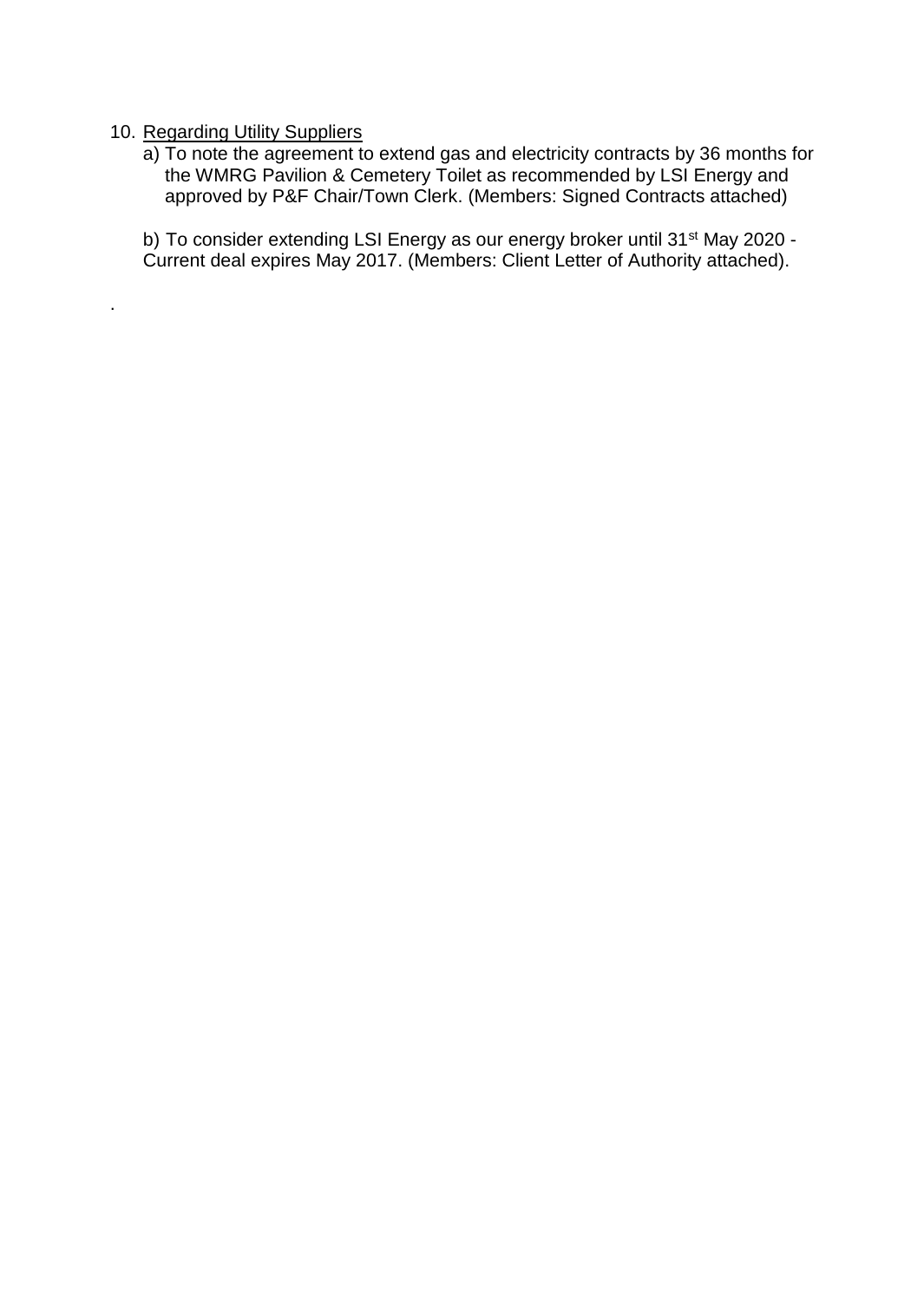10. Regarding Utility Suppliers

a) To note the agreement to extend gas and electricity contracts by 36 months for the WMRG Pavilion & Cemetery Toilet as recommended by LSI Energy and approved by P&F Chair/Town Clerk. (Members: Signed Contracts attached)

b) To consider extending LSI Energy as our energy broker until 31st May 2020 - Current deal expires May 2017. (Members: Client Letter of Authority attached).

.